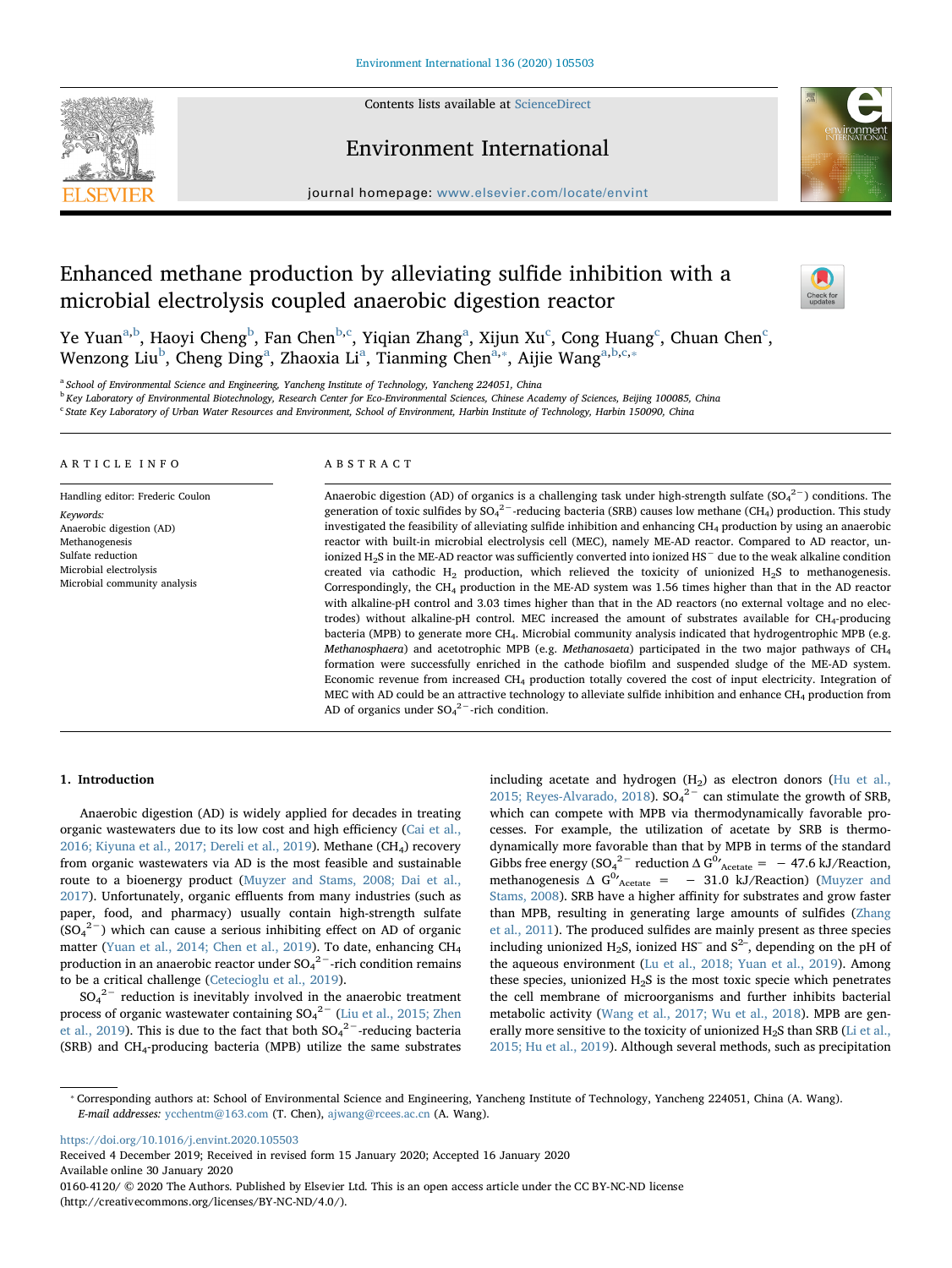# Enhanced methane production by alleviating sulfide inhibition with a microbial electrolysis coupled anaerobic digestion reactor

Ye Yuan[a,b], Haoyi Cheng[b], Fan Chen[b,c], Yiqian Zhang[a], Xijun Xu[c], Cong Huang[c], Chuan Chen[c], Wenzong Liu[b], Cheng Ding[a], Zhaoxia Li[a], Tianming Chen[a,*], Aijie Wang[a,b,c,*]

[a] School of Environmental Science and Engineering, Yancheng Institute of Technology, Yancheng 224051, China
[b] Key Laboratory of Environmental Biotechnology, Research Center for Eco-Environmental Sciences, Chinese Academy of Sciences, Beijing 100085, China
[c] State Key Laboratory of Urban Water Resources and Environment, School of Environment, Harbin Institute of Technology, Harbin 150090, China

## ARTICLE INFO

Handling editor: Frederic Coulon

*Keywords:*
Anaerobic digestion (AD)
Methanogenesis
Sulfate reduction
Microbial electrolysis
Microbial community analysis

## ABSTRACT

Anaerobic digestion (AD) of organics is a challenging task under high-strength sulfate ($SO_4^{2-}$) conditions. The generation of toxic sulfides by $SO_4^{2-}$-reducing bacteria (SRB) causes low methane ($CH_4$) production. This study investigated the feasibility of alleviating sulfide inhibition and enhancing $CH_4$ production by using an anaerobic reactor with built-in microbial electrolysis cell (MEC), namely ME-AD reactor. Compared to AD reactor, unionized $H_2S$ in the ME-AD reactor was sufficiently converted into ionized $HS^-$ due to the weak alkaline condition created via cathodic $H_2$ production, which relieved the toxicity of unionized $H_2S$ to methanogenesis. Correspondingly, the $CH_4$ production in the ME-AD system was 1.56 times higher than that in the AD reactor with alkaline-pH control and 3.03 times higher than that in the AD reactors (no external voltage and no electrodes) without alkaline-pH control. MEC increased the amount of substrates available for $CH_4$-producing bacteria (MPB) to generate more $CH_4$. Microbial community analysis indicated that hydrogentrophic MPB (e.g. *Methanosphaera*) and acetotrophic MPB (e.g. *Methanosaeta*) participated in the two major pathways of $CH_4$ formation were successfully enriched in the cathode biofilm and suspended sludge of the ME-AD system. Economic revenue from increased $CH_4$ production totally covered the cost of input electricity. Integration of MEC with AD could be an attractive technology to alleviate sulfide inhibition and enhance $CH_4$ production from AD of organics under $SO_4^{2-}$-rich condition.

## 1. Introduction

Anaerobic digestion (AD) is widely applied for decades in treating organic wastewaters due to its low cost and high efficiency (Cai et al., 2016; Kiyuna et al., 2017; Dereli et al., 2019). Methane ($CH_4$) recovery from organic wastewaters via AD is the most feasible and sustainable route to a bioenergy product (Muyzer and Stams, 2008; Dai et al., 2017). Unfortunately, organic effluents from many industries (such as paper, food, and pharmacy) usually contain high-strength sulfate ($SO_4^{2-}$) which can cause a serious inhibiting effect on AD of organic matter (Yuan et al., 2014; Chen et al., 2019). To date, enhancing $CH_4$ production in an anaerobic reactor under $SO_4^{2-}$-rich condition remains to be a critical challenge (Cetecioglu et al., 2019).

$SO_4^{2-}$ reduction is inevitably involved in the anaerobic treatment process of organic wastewater containing $SO_4^{2-}$ (Liu et al., 2015; Zhen et al., 2019). This is due to the fact that both $SO_4^{2-}$-reducing bacteria (SRB) and $CH_4$-producing bacteria (MPB) utilize the same substrates including acetate and hydrogen ($H_2$) as electron donors (Hu et al., 2015; Reyes-Alvarado, 2018). $SO_4^{2-}$ can stimulate the growth of SRB, which can compete with MPB via thermodynamically favorable processes. For example, the utilization of acetate by SRB is thermodynamically more favorable than that by MPB in terms of the standard Gibbs free energy ($SO_4^{2-}$ reduction $\Delta G^{0\prime}_{Acetate} = -47.6$ kJ/Reaction, methanogenesis $\Delta G^{0\prime}_{Acetate} = -31.0$ kJ/Reaction) (Muyzer and Stams, 2008). SRB have a higher affinity for substrates and grow faster than MPB, resulting in generating large amounts of sulfides (Zhang et al., 2011). The produced sulfides are mainly present as three species including unionized $H_2S$, ionized $HS^-$ and $S^{2-}$, depending on the pH of the aqueous environment (Lu et al., 2018; Yuan et al., 2019). Among these species, unionized $H_2S$ is the most toxic specie which penetrates the cell membrane of microorganisms and further inhibits bacterial metabolic activity (Wang et al., 2017; Wu et al., 2018). MPB are generally more sensitive to the toxicity of unionized $H_2S$ than SRB (Li et al., 2015; Hu et al., 2019). Although several methods, such as precipitation

---

* Corresponding authors at: School of Environmental Science and Engineering, Yancheng Institute of Technology, Yancheng 224051, China (A. Wang).
*E-mail addresses:* ycchentm@163.com (T. Chen), ajwang@rcees.ac.cn (A. Wang).

https://doi.org/10.1016/j.envint.2020.105503
Received 4 December 2019; Received in revised form 15 January 2020; Accepted 16 January 2020
Available online 30 January 2020
0160-4120/ © 2020 The Authors. Published by Elsevier Ltd. This is an open access article under the CC BY-NC-ND license (http://creativecommons.org/licenses/BY-NC-ND/4.0/).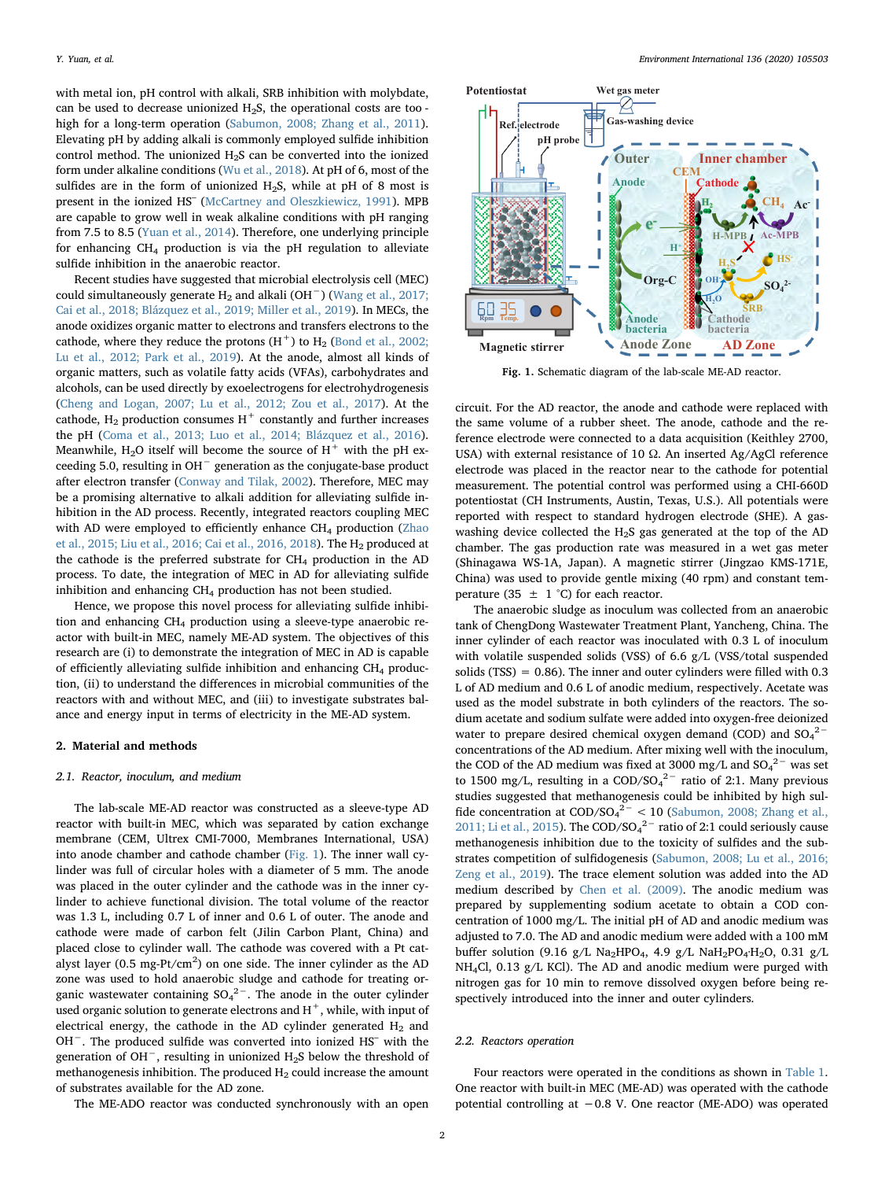with metal ion, pH control with alkali, SRB inhibition with molybdate, can be used to decrease unionized $H_2S$, the operational costs are too high for a long-term operation (Sabumon, 2008; Zhang et al., 2011). Elevating pH by adding alkali is commonly employed sulfide inhibition control method. The unionized $H_2S$ can be converted into the ionized form under alkaline conditions (Wu et al., 2018). At pH of 6, most of the sulfides are in the form of unionized $H_2S$, while at pH of 8 most is present in the ionized $HS^-$ (McCartney and Oleszkiewicz, 1991). MPB are capable to grow well in weak alkaline conditions with pH ranging from 7.5 to 8.5 (Yuan et al., 2014). Therefore, one underlying principle for enhancing $CH_4$ production is via the pH regulation to alleviate sulfide inhibition in the anaerobic reactor.

Recent studies have suggested that microbial electrolysis cell (MEC) could simultaneously generate $H_2$ and alkali ($OH^-$) (Wang et al., 2017; Cai et al., 2018; Blázquez et al., 2019; Miller et al., 2019). In MECs, the anode oxidizes organic matter to electrons and transfers electrons to the cathode, where they reduce the protons ($H^+$) to $H_2$ (Bond et al., 2002; Lu et al., 2012; Park et al., 2019). At the anode, almost all kinds of organic matters, such as volatile fatty acids (VFAs), carbohydrates and alcohols, can be used directly by exoelectrogens for electrohydrogenesis (Cheng and Logan, 2007; Lu et al., 2012; Zou et al., 2017). At the cathode, $H_2$ production consumes $H^+$ constantly and further increases the pH (Coma et al., 2013; Luo et al., 2014; Blázquez et al., 2016). Meanwhile, $H_2O$ itself will become the source of $H^+$ with the pH exceeding 5.0, resulting in $OH^-$ generation as the conjugate-base product after electron transfer (Conway and Tilak, 2002). Therefore, MEC may be a promising alternative to alkali addition for alleviating sulfide inhibition in the AD process. Recently, integrated reactors coupling MEC with AD were employed to efficiently enhance $CH_4$ production (Zhao et al., 2015; Liu et al., 2016; Cai et al., 2016, 2018). The $H_2$ produced at the cathode is the preferred substrate for $CH_4$ production in the AD process. To date, the integration of MEC in AD for alleviating sulfide inhibition and enhancing $CH_4$ production has not been studied.

Hence, we propose this novel process for alleviating sulfide inhibition and enhancing $CH_4$ production using a sleeve-type anaerobic reactor with built-in MEC, namely ME-AD system. The objectives of this research are (i) to demonstrate the integration of MEC in AD is capable of efficiently alleviating sulfide inhibition and enhancing $CH_4$ production, (ii) to understand the differences in microbial communities of the reactors with and without MEC, and (iii) to investigate substrates balance and energy input in terms of electricity in the ME-AD system.

## 2. Material and methods

### 2.1. Reactor, inoculum, and medium

The lab-scale ME-AD reactor was constructed as a sleeve-type AD reactor with built-in MEC, which was separated by cation exchange membrane (CEM, Ultrex CMI-7000, Membranes International, USA) into anode chamber and cathode chamber (Fig. 1). The inner wall cylinder was full of circular holes with a diameter of 5 mm. The anode was placed in the outer cylinder and the cathode was in the inner cylinder to achieve functional division. The total volume of the reactor was 1.3 L, including 0.7 L of inner and 0.6 L of outer. The anode and cathode were made of carbon felt (Jilin Carbon Plant, China) and placed close to cylinder wall. The cathode was covered with a Pt catalyst layer (0.5 mg-Pt/cm$^2$) on one side. The inner cylinder as the AD zone was used to hold anaerobic sludge and cathode for treating organic wastewater containing $SO_4^{2-}$. The anode in the outer cylinder used organic solution to generate electrons and $H^+$, while, with input of electrical energy, the cathode in the AD cylinder generated $H_2$ and $OH^-$. The produced sulfide was converted into ionized $HS^-$ with the generation of $OH^-$, resulting in unionized $H_2S$ below the threshold of methanogenesis inhibition. The produced $H_2$ could increase the amount of substrates available for the AD zone.

The ME-ADO reactor was conducted synchronously with an open

Fig. 1. Schematic diagram of the lab-scale ME-AD reactor.

circuit. For the AD reactor, the anode and cathode were replaced with the same volume of a rubber sheet. The anode, cathode and the reference electrode were connected to a data acquisition (Keithley 2700, USA) with external resistance of 10 Ω. An inserted Ag/AgCl reference electrode was placed in the reactor near to the cathode for potential measurement. The potential control was performed using a CHI-660D potentiostat (CH Instruments, Austin, Texas, U.S.). All potentials were reported with respect to standard hydrogen electrode (SHE). A gas-washing device collected the $H_2S$ gas generated at the top of the AD chamber. The gas production rate was measured in a wet gas meter (Shinagawa WS-1A, Japan). A magnetic stirrer (Jingzao KMS-171E, China) was used to provide gentle mixing (40 rpm) and constant temperature (35 ± 1 °C) for each reactor.

The anaerobic sludge as inoculum was collected from an anaerobic tank of ChengDong Wastewater Treatment Plant, Yancheng, China. The inner cylinder of each reactor was inoculated with 0.3 L of inoculum with volatile suspended solids (VSS) of 6.6 g/L (VSS/total suspended solids (TSS) = 0.86). The inner and outer cylinders were filled with 0.3 L of AD medium and 0.6 L of anodic medium, respectively. Acetate was used as the model substrate in both cylinders of the reactors. The sodium acetate and sodium sulfate were added into oxygen-free deionized water to prepare desired chemical oxygen demand (COD) and $SO_4^{2-}$ concentrations of the AD medium. After mixing well with the inoculum, the COD of the AD medium was fixed at 3000 mg/L and $SO_4^{2-}$ was set to 1500 mg/L, resulting in a COD/$SO_4^{2-}$ ratio of 2:1. Many previous studies suggested that methanogenesis could be inhibited by high sulfide concentration at COD/$SO_4^{2-}$ < 10 (Sabumon, 2008; Zhang et al., 2011; Li et al., 2015). The COD/$SO_4^{2-}$ ratio of 2:1 could seriously cause methanogenesis inhibition due to the toxicity of sulfides and the substrates competition of sulfidogenesis (Sabumon, 2008; Lu et al., 2016; Zeng et al., 2019). The trace element solution was added into the AD medium described by Chen et al. (2009). The anodic medium was prepared by supplementing sodium acetate to obtain a COD concentration of 1000 mg/L. The initial pH of AD and anodic medium was adjusted to 7.0. The AD and anodic medium were added with a 100 mM buffer solution (9.16 g/L $Na_2HPO_4$, 4.9 g/L $NaH_2PO_4 \cdot H_2O$, 0.31 g/L $NH_4Cl$, 0.13 g/L KCl). The AD and anodic medium were purged with nitrogen gas for 10 min to remove dissolved oxygen before being respectively introduced into the inner and outer cylinders.

### 2.2. Reactors operation

Four reactors were operated in the conditions as shown in Table 1. One reactor with built-in MEC (ME-AD) was operated with the cathode potential controlling at −0.8 V. One reactor (ME-ADO) was operated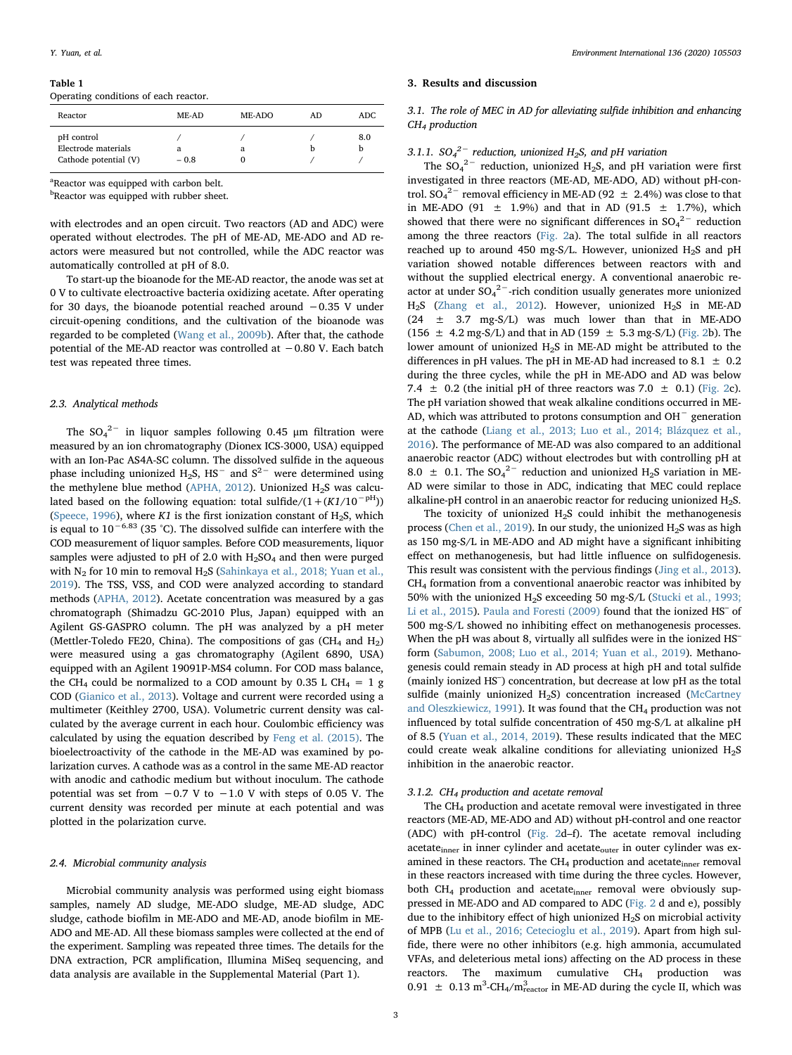**Table 1**
Operating conditions of each reactor.

| Reactor | ME-AD | ME-ADO | AD | ADC |
|---|---|---|---|---|
| pH control | / | / | / | 8.0 |
| Electrode materials | a | a | b | b |
| Cathode potential (V) | − 0.8 | 0 | / | / |

[a]Reactor was equipped with carbon belt.
[b]Reactor was equipped with rubber sheet.

with electrodes and an open circuit. Two reactors (AD and ADC) were operated without electrodes. The pH of ME-AD, ME-ADO and AD reactors were measured but not controlled, while the ADC reactor was automatically controlled at pH of 8.0.

To start-up the bioanode for the ME-AD reactor, the anode was set at 0 V to cultivate electroactive bacteria oxidizing acetate. After operating for 30 days, the bioanode potential reached around −0.35 V under circuit-opening conditions, and the cultivation of the bioanode was regarded to be completed (Wang et al., 2009b). After that, the cathode potential of the ME-AD reactor was controlled at −0.80 V. Each batch test was repeated three times.

### 2.3. Analytical methods

The $SO_4^{2-}$ in liquor samples following 0.45 μm filtration were measured by an ion chromatography (Dionex ICS-3000, USA) equipped with an Ion-Pac AS4A-SC column. The dissolved sulfide in the aqueous phase including unionized $H_2S$, $HS^-$ and $S^{2-}$ were determined using the methylene blue method (APHA, 2012). Unionized $H_2S$ was calculated based on the following equation: total sulfide/$(1+(K1/10^{-pH}))$ (Speece, 1996), where $K1$ is the first ionization constant of $H_2S$, which is equal to $10^{-6.83}$ (35 °C). The dissolved sulfide can interfere with the COD measurement of liquor samples. Before COD measurements, liquor samples were adjusted to pH of 2.0 with $H_2SO_4$ and then were purged with $N_2$ for 10 min to removal $H_2S$ (Sahinkaya et al., 2018; Yuan et al., 2019). The TSS, VSS, and COD were analyzed according to standard methods (APHA, 2012). Acetate concentration was measured by a gas chromatograph (Shimadzu GC-2010 Plus, Japan) equipped with an Agilent GS-GASPRO column. The pH was analyzed by a pH meter (Mettler-Toledo FE20, China). The compositions of gas ($CH_4$ and $H_2$) were measured using a gas chromatography (Agilent 6890, USA) equipped with an Agilent 19091P-MS4 column. For COD mass balance, the $CH_4$ could be normalized to a COD amount by 0.35 L $CH_4$ = 1 g COD (Gianico et al., 2013). Voltage and current were recorded using a multimeter (Keithley 2700, USA). Volumetric current density was calculated by the average current in each hour. Coulombic efficiency was calculated by using the equation described by Feng et al. (2015). The bioelectroactivity of the cathode in the ME-AD was examined by polarization curves. A cathode was as a control in the same ME-AD reactor with anodic and cathodic medium but without inoculum. The cathode potential was set from −0.7 V to −1.0 V with steps of 0.05 V. The current density was recorded per minute at each potential and was plotted in the polarization curve.

### 2.4. Microbial community analysis

Microbial community analysis was performed using eight biomass samples, namely AD sludge, ME-ADO sludge, ME-AD sludge, ADC sludge, cathode biofilm in ME-ADO and ME-AD, anode biofilm in ME-ADO and ME-AD. All these biomass samples were collected at the end of the experiment. Sampling was repeated three times. The details for the DNA extraction, PCR amplification, Illumina MiSeq sequencing, and data analysis are available in the Supplemental Material (Part 1).

## 3. Results and discussion

### 3.1. The role of MEC in AD for alleviating sulfide inhibition and enhancing $CH_4$ production

#### 3.1.1. $SO_4^{2-}$ reduction, unionized $H_2S$, and pH variation

The $SO_4^{2-}$ reduction, unionized $H_2S$, and pH variation were first investigated in three reactors (ME-AD, ME-ADO, AD) without pH-control. $SO_4^{2-}$ removal efficiency in ME-AD (92 ± 2.4%) was close to that in ME-ADO (91 ± 1.9%) and that in AD (91.5 ± 1.7%), which showed that there were no significant differences in $SO_4^{2-}$ reduction among the three reactors (Fig. 2a). The total sulfide in all reactors reached up to around 450 mg-S/L. However, unionized $H_2S$ and pH variation showed notable differences between reactors with and without the supplied electrical energy. A conventional anaerobic reactor at under $SO_4^{2-}$-rich condition usually generates more unionized $H_2S$ (Zhang et al., 2012). However, unionized $H_2S$ in ME-AD (24 ± 3.7 mg-S/L) was much lower than that in ME-ADO (156 ± 4.2 mg-S/L) and that in AD (159 ± 5.3 mg-S/L) (Fig. 2b). The lower amount of unionized $H_2S$ in ME-AD might be attributed to the differences in pH values. The pH in ME-AD had increased to 8.1 ± 0.2 during the three cycles, while the pH in ME-ADO and AD was below 7.4 ± 0.2 (the initial pH of three reactors was 7.0 ± 0.1) (Fig. 2c). The pH variation showed that weak alkaline conditions occurred in ME-AD, which was attributed to protons consumption and $OH^-$ generation at the cathode (Liang et al., 2013; Luo et al., 2014; Blázquez et al., 2016). The performance of ME-AD was also compared to an additional anaerobic reactor (ADC) without electrodes but with controlling pH at 8.0 ± 0.1. The $SO_4^{2-}$ reduction and unionized $H_2S$ variation in ME-AD were similar to those in ADC, indicating that MEC could replace alkaline-pH control in an anaerobic reactor for reducing unionized $H_2S$.

The toxicity of unionized $H_2S$ could inhibit the methanogenesis process (Chen et al., 2019). In our study, the unionized $H_2S$ was as high as 150 mg-S/L in ME-ADO and AD might have a significant inhibiting effect on methanogenesis, but had little influence on sulfidogenesis. This result was consistent with the pervious findings (Jing et al., 2013). $CH_4$ formation from a conventional anaerobic reactor was inhibited by 50% with the unionized $H_2S$ exceeding 50 mg-S/L (Stucki et al., 1993; Li et al., 2015). Paula and Foresti (2009) found that the ionized $HS^-$ of 500 mg-S/L showed no inhibiting effect on methanogenesis processes. When the pH was about 8, virtually all sulfides were in the ionized $HS^-$ form (Sabumon, 2008; Luo et al., 2014; Yuan et al., 2019). Methanogenesis could remain steady in AD process at high pH and total sulfide (mainly ionized $HS^-$) concentration, but decrease at low pH as the total sulfide (mainly unionized $H_2S$) concentration increased (McCartney and Oleszkiewicz, 1991). It was found that the $CH_4$ production was not influenced by total sulfide concentration of 450 mg-S/L at alkaline pH of 8.5 (Yuan et al., 2014, 2019). These results indicated that the MEC could create weak alkaline conditions for alleviating unionized $H_2S$ inhibition in the anaerobic reactor.

#### 3.1.2. $CH_4$ production and acetate removal

The $CH_4$ production and acetate removal were investigated in three reactors (ME-AD, ME-ADO and AD) without pH-control and one reactor (ADC) with pH-control (Fig. 2d–f). The acetate removal including acetate$_{inner}$ in inner cylinder and acetate$_{outer}$ in outer cylinder was examined in these reactors. The $CH_4$ production and acetate$_{inner}$ removal in these reactors increased with time during the three cycles. However, both $CH_4$ production and acetate$_{inner}$ removal were obviously suppressed in ME-ADO and AD compared to ADC (Fig. 2 d and e), possibly due to the inhibitory effect of high unionized $H_2S$ on microbial activity of MPB (Lu et al., 2016; Cetecioglu et al., 2019). Apart from high sulfide, there were no other inhibitors (e.g. high ammonia, accumulated VFAs, and deleterious metal ions) affecting on the AD process in these reactors. The maximum cumulative $CH_4$ production was 0.91 ± 0.13 $m^3$-$CH_4$/$m^3_{reactor}$ in ME-AD during the cycle II, which was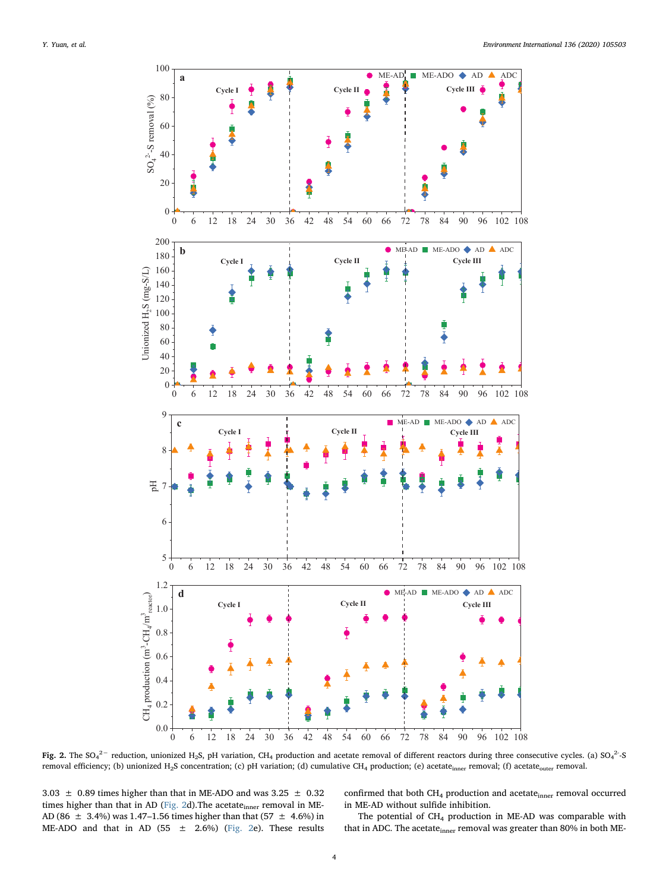**Fig. 2.** The $SO_4^{2-}$ reduction, unionized $H_2S$, pH variation, $CH_4$ production and acetate removal of different reactors during three consecutive cycles. (a) $SO_4^{2-}$-S removal efficiency; (b) unionized $H_2S$ concentration; (c) pH variation; (d) cumulative $CH_4$ production; (e) acetate$_{inner}$ removal; (f) acetate$_{outer}$ removal.

3.03 ± 0.89 times higher than that in ME-ADO and was 3.25 ± 0.32 times higher than that in AD (Fig. 2d).The acetate$_{inner}$ removal in ME-AD (86 ± 3.4%) was 1.47–1.56 times higher than that (57 ± 4.6%) in ME-ADO and that in AD (55 ± 2.6%) (Fig. 2e). These results confirmed that both $CH_4$ production and acetate$_{inner}$ removal occurred in ME-AD without sulfide inhibition.

The potential of $CH_4$ production in ME-AD was comparable with that in ADC. The acetate$_{inner}$ removal was greater than 80% in both ME-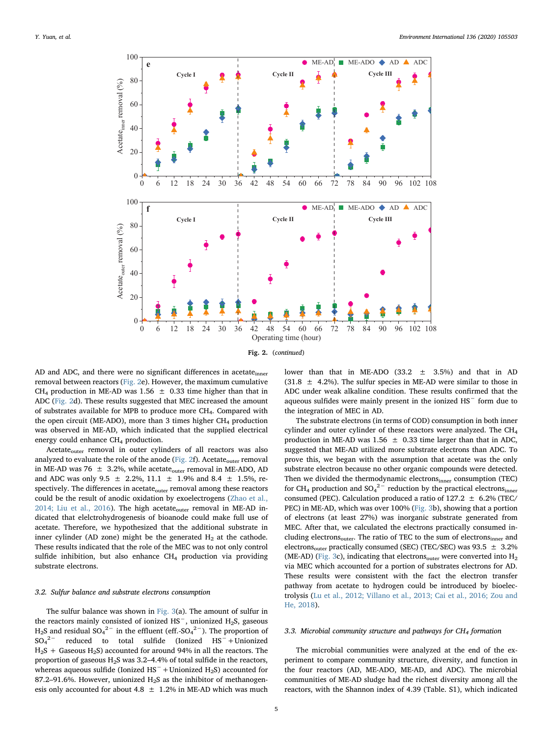Fig. 2. (*continued*)

AD and ADC, and there were no significant differences in $acetate_{inner}$ removal between reactors (Fig. 2e). However, the maximum cumulative $CH_4$ production in ME-AD was 1.56 ± 0.33 time higher than that in ADC (Fig. 2d). These results suggested that MEC increased the amount of substrates available for MPB to produce more $CH_4$. Compared with the open circuit (ME-ADO), more than 3 times higher $CH_4$ production was observed in ME-AD, which indicated that the supplied electrical energy could enhance $CH_4$ production.

$Acetate_{outer}$ removal in outer cylinders of all reactors was also analyzed to evaluate the role of the anode (Fig. 2f). $Acetate_{outer}$ removal in ME-AD was 76 ± 3.2%, while $acetate_{outer}$ removal in ME-ADO, AD and ADC was only 9.5 ± 2.2%, 11.1 ± 1.9% and 8.4 ± 1.5%, respectively. The differences in $acetate_{outer}$ removal among these reactors could be the result of anodic oxidation by exoelectrogens (Zhao et al., 2014; Liu et al., 2016). The high $acetate_{outer}$ removal in ME-AD indicated that elelctrohydrogenesis of bioanode could make full use of acetate. Therefore, we hypothesized that the additional substrate in inner cylinder (AD zone) might be the generated $H_2$ at the cathode. These results indicated that the role of the MEC was to not only control sulfide inhibition, but also enhance $CH_4$ production via providing substrate electrons.

### 3.2. Sulfur balance and substrate electrons consumption

The sulfur balance was shown in Fig. 3(a). The amount of sulfur in the reactors mainly consisted of ionized $HS^-$, unionized $H_2S$, gaseous $H_2S$ and residual $SO_4^{2-}$ in the effluent (eff.-$SO_4^{2-}$). The proportion of $SO_4^{2-}$ reduced to total sulfide (Ionized $HS^-$ + Unionized $H_2S$ + Gaseous $H_2S$) accounted for around 94% in all the reactors. The proportion of gaseous $H_2S$ was 3.2–4.4% of total sulfide in the reactors, whereas aqueous sulfide (Ionized $HS^-$ + Unionized $H_2S$) accounted for 87.2–91.6%. However, unionized $H_2S$ as the inhibitor of methanogenesis only accounted for about 4.8 ± 1.2% in ME-AD which was much lower than that in ME-ADO (33.2 ± 3.5%) and that in AD (31.8 ± 4.2%). The sulfur species in ME-AD were similar to those in ADC under weak alkaline condition. These results confirmed that the aqueous sulfides were mainly present in the ionized $HS^-$ form due to the integration of MEC in AD.

The substrate electrons (in terms of COD) consumption in both inner cylinder and outer cylinder of these reactors were analyzed. The $CH_4$ production in ME-AD was 1.56 ± 0.33 time larger than that in ADC, suggested that ME-AD utilized more substrate electrons than ADC. To prove this, we began with the assumption that acetate was the only substrate electron because no other organic compounds were detected. Then we divided the thermodynamic $electrons_{inner}$ consumption (TEC) for $CH_4$ production and $SO_4^{2-}$ reduction by the practical $electrons_{inner}$ consumed (PEC). Calculation produced a ratio of 127.2 ± 6.2% (TEC/PEC) in ME-AD, which was over 100% (Fig. 3b), showing that a portion of electrons (at least 27%) was inorganic substrate generated from MEC. After that, we calculated the electrons practically consumed including $electrons_{outer}$. The ratio of TEC to the sum of $electrons_{inner}$ and $electrons_{outer}$ practically consumed (SEC) (TEC/SEC) was 93.5 ± 3.2% (ME-AD) (Fig. 3c), indicating that $electrons_{outer}$ were converted into $H_2$ via MEC which accounted for a portion of substrates electrons for AD. These results were consistent with the fact the electron transfer pathway from acetate to hydrogen could be introduced by bioelectrolysis (Lu et al., 2012; Villano et al., 2013; Cai et al., 2016; Zou and He, 2018).

### 3.3. Microbial community structure and pathways for $CH_4$ formation

The microbial communities were analyzed at the end of the experiment to compare community structure, diversity, and function in the four reactors (AD, ME-ADO, ME-AD, and ADC). The microbial communities of ME-AD sludge had the richest diversity among all the reactors, with the Shannon index of 4.39 (Table. S1), which indicated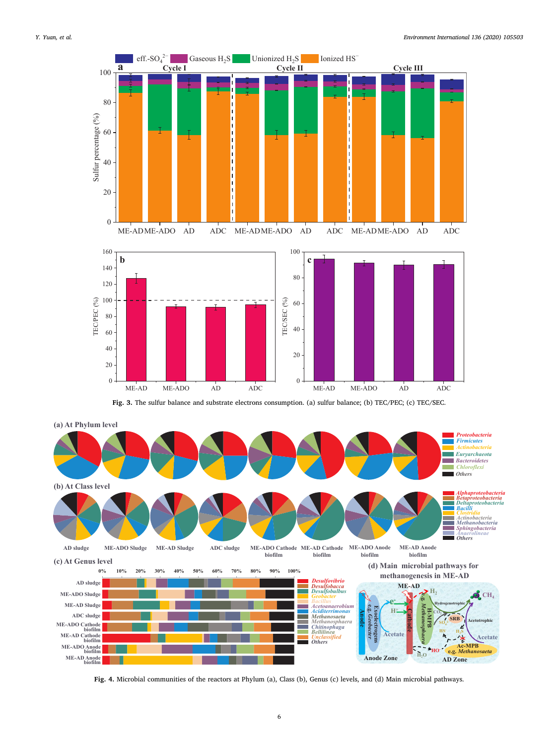**Fig. 3.** The sulfur balance and substrate electrons consumption. (a) sulfur balance; (b) TEC/PEC; (c) TEC/SEC.

**Fig. 4.** Microbial communities of the reactors at Phylum (a), Class (b), Genus (c) levels, and (d) Main microbial pathways.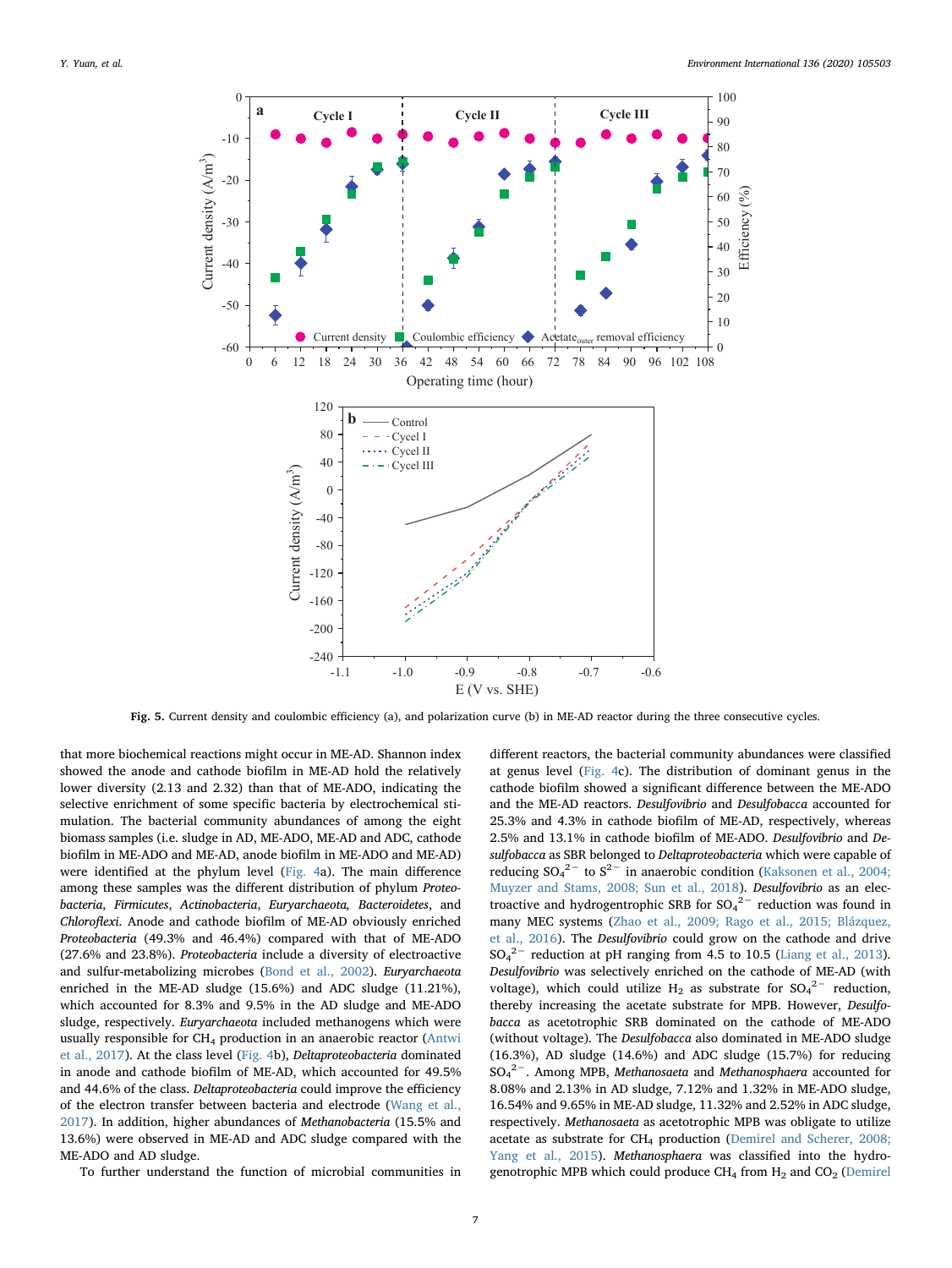Fig. 5. Current density and coulombic efficiency (a), and polarization curve (b) in ME-AD reactor during the three consecutive cycles.

that more biochemical reactions might occur in ME-AD. Shannon index showed the anode and cathode biofilm in ME-AD hold the relatively lower diversity (2.13 and 2.32) than that of ME-ADO, indicating the selective enrichment of some specific bacteria by electrochemical stimulation. The bacterial community abundances of among the eight biomass samples (i.e. sludge in AD, ME-ADO, ME-AD and ADC, cathode biofilm in ME-ADO and ME-AD, anode biofilm in ME-ADO and ME-AD) were identified at the phylum level (Fig. 4a). The main difference among these samples was the different distribution of phylum *Proteobacteria*, *Firmicutes*, *Actinobacteria*, *Euryarchaeota, Bacteroidetes*, and *Chloroflexi*. Anode and cathode biofilm of ME-AD obviously enriched *Proteobacteria* (49.3% and 46.4%) compared with that of ME-ADO (27.6% and 23.8%). *Proteobacteria* include a diversity of electroactive and sulfur-metabolizing microbes (Bond et al., 2002). *Euryarchaeota* enriched in the ME-AD sludge (15.6%) and ADC sludge (11.21%), which accounted for 8.3% and 9.5% in the AD sludge and ME-ADO sludge, respectively. *Euryarchaeota* included methanogens which were usually responsible for $CH_4$ production in an anaerobic reactor (Antwi et al., 2017). At the class level (Fig. 4b), *Deltaproteobacteria* dominated in anode and cathode biofilm of ME-AD, which accounted for 49.5% and 44.6% of the class. *Deltaproteobacteria* could improve the efficiency of the electron transfer between bacteria and electrode (Wang et al., 2017). In addition, higher abundances of *Methanobacteria* (15.5% and 13.6%) were observed in ME-AD and ADC sludge compared with the ME-ADO and AD sludge.

To further understand the function of microbial communities in different reactors, the bacterial community abundances were classified at genus level (Fig. 4c). The distribution of dominant genus in the cathode biofilm showed a significant difference between the ME-ADO and the ME-AD reactors. *Desulfovibrio* and *Desulfobacca* accounted for 25.3% and 4.3% in cathode biofilm of ME-AD, respectively, whereas 2.5% and 13.1% in cathode biofilm of ME-ADO. *Desulfovibrio* and *Desulfobacca* as SBR belonged to *Deltaproteobacteria* which were capable of reducing $SO_4^{2-}$ to $S^{2-}$ in anaerobic condition (Kaksonen et al., 2004; Muyzer and Stams, 2008; Sun et al., 2018). *Desulfovibrio* as an electroactive and hydrogentrophic SRB for $SO_4^{2-}$ reduction was found in many MEC systems (Zhao et al., 2009; Rago et al., 2015; Blázquez, et al., 2016). The *Desulfovibrio* could grow on the cathode and drive $SO_4^{2-}$ reduction at pH ranging from 4.5 to 10.5 (Liang et al., 2013). *Desulfovibrio* was selectively enriched on the cathode of ME-AD (with voltage), which could utilize $H_2$ as substrate for $SO_4^{2-}$ reduction, thereby increasing the acetate substrate for MPB. However, *Desulfobacca* as acetotrophic SRB dominated on the cathode of ME-ADO (without voltage). The *Desulfobacca* also dominated in ME-ADO sludge (16.3%), AD sludge (14.6%) and ADC sludge (15.7%) for reducing $SO_4^{2-}$. Among MPB, *Methanosaeta* and *Methanosphaera* accounted for 8.08% and 2.13% in AD sludge, 7.12% and 1.32% in ME-ADO sludge, 16.54% and 9.65% in ME-AD sludge, 11.32% and 2.52% in ADC sludge, respectively. *Methanosaeta* as acetotrophic MPB was obligate to utilize acetate as substrate for $CH_4$ production (Demirel and Scherer, 2008; Yang et al., 2015). *Methanosphaera* was classified into the hydrogenotrophic MPB which could produce $CH_4$ from $H_2$ and $CO_2$ (Demirel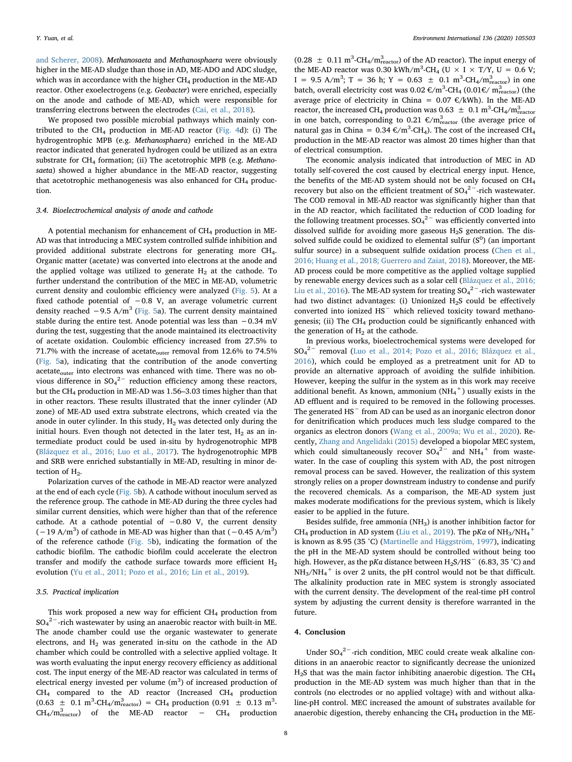and Scherer, 2008). *Methanosaeta* and *Methanosphaera* were obviously higher in the ME-AD sludge than those in AD, ME-ADO and ADC sludge, which was in accordance with the higher $CH_4$ production in the ME-AD reactor. Other exoelectrogens (e.g. *Geobacter*) were enriched, especially on the anode and cathode of ME-AD, which were responsible for transferring electrons between the electrodes (Cai, et al., 2018).

We proposed two possible microbial pathways which mainly contributed to the $CH_4$ production in ME-AD reactor (Fig. 4d): (i) The hydrogentrophic MPB (e.g. *Methanosphaera*) enriched in the ME-AD reactor indicated that generated hydrogen could be utilized as an extra substrate for $CH_4$ formation; (ii) The acetotrophic MPB (e.g. *Methanosaeta*) showed a higher abundance in the ME-AD reactor, suggesting that acetotrophic methanogenesis was also enhanced for $CH_4$ production.

### 3.4. Bioelectrochemical analysis of anode and cathode

A potential mechanism for enhancement of $CH_4$ production in ME-AD was that introducing a MEC system controlled sulfide inhibition and provided additional substrate electrons for generating more $CH_4$. Organic matter (acetate) was converted into electrons at the anode and the applied voltage was utilized to generate $H_2$ at the cathode. To further understand the contribution of the MEC in ME-AD, volumetric current density and coulombic efficiency were analyzed (Fig. 5). At a fixed cathode potential of −0.8 V, an average volumetric current density reached $-9.5$ A/m$^3$ (Fig. 5a). The current density maintained stable during the entire test. Anode potential was less than −0.34 mV during the test, suggesting that the anode maintained its electroactivity of acetate oxidation. Coulombic efficiency increased from 27.5% to 71.7% with the increase of acetate$_{outer}$ removal from 12.6% to 74.5% (Fig. 5a), indicating that the contribution of the anode converting acetate$_{outer}$ into electrons was enhanced with time. There was no obvious difference in $SO_4^{2-}$ reduction efficiency among these reactors, but the $CH_4$ production in ME-AD was 1.56–3.03 times higher than that in other reactors. These results illustrated that the inner cylinder (AD zone) of ME-AD used extra substrate electrons, which created via the anode in outer cylinder. In this study, $H_2$ was detected only during the initial hours. Even though not detected in the later test, $H_2$ as an intermediate product could be used in-situ by hydrogenotrophic MPB (Blázquez et al., 2016; Luo et al., 2017). The hydrogenotrophic MPB and SRB were enriched substantially in ME-AD, resulting in minor detection of $H_2$.

Polarization curves of the cathode in ME-AD reactor were analyzed at the end of each cycle (Fig. 5b). A cathode without inoculum served as the reference group. The cathode in ME-AD during the three cycles had similar current densities, which were higher than that of the reference cathode. At a cathode potential of −0.80 V, the current density ($-19$ A/m$^3$) of cathode in ME-AD was higher than that ($-0.45$ A/m$^3$) of the reference cathode (Fig. 5b), indicating the formation of the cathodic biofilm. The cathodic biofilm could accelerate the electron transfer and modify the cathode surface towards more efficient $H_2$ evolution (Yu et al., 2011; Pozo et al., 2016; Lin et al., 2019).

### 3.5. Practical implication

This work proposed a new way for efficient $CH_4$ production from $SO_4^{2-}$-rich wastewater by using an anaerobic reactor with built-in ME. The anode chamber could use the organic wastewater to generate electrons, and $H_2$ was generated in-situ on the cathode in the AD chamber which could be controlled with a selective applied voltage. It was worth evaluating the input energy recovery efficiency as additional cost. The input energy of the ME-AD reactor was calculated in terms of electrical energy invested per volume (m$^3$) of increased production of $CH_4$ compared to the AD reactor (Increased $CH_4$ production (0.63 ± 0.1 m$^3$-$CH_4$/m$^3_{reactor}$) = $CH_4$ production (0.91 ± 0.13 m$^3$-$CH_4$/m$^3_{reactor}$) of the ME-AD reactor − $CH_4$ production (0.28 ± 0.11 m$^3$-$CH_4$/m$^3_{reactor}$) of the AD reactor). The input energy of the ME-AD reactor was 0.30 kWh/m$^3$-$CH_4$ (U × I × T/Y, U = 0.6 V; I = 9.5 A/m$^3$; T = 36 h; Y = 0.63 ± 0.1 m$^3$-$CH_4$/m$^3_{reactor}$) in one batch, overall electricity cost was 0.02 €/m$^3$-$CH_4$ (0.01€/ m$^3_{reactor}$) (the average price of electricity in China = 0.07 €/kWh). In the ME-AD reactor, the increased $CH_4$ production was 0.63 ± 0.1 m$^3$-$CH_4$/m$^3_{reactor}$ in one batch, corresponding to 0.21 €/m$^3_{reactor}$ (the average price of natural gas in China = 0.34 €/m$^3$-$CH_4$). The cost of the increased $CH_4$ production in the ME-AD reactor was almost 20 times higher than that of electrical consumption.

The economic analysis indicated that introduction of MEC in AD totally self-covered the cost caused by electrical energy input. Hence, the benefits of the ME-AD system should not be only focused on $CH_4$ recovery but also on the efficient treatment of $SO_4^{2-}$-rich wastewater. The COD removal in ME-AD reactor was significantly higher than that in the AD reactor, which facilitated the reduction of COD loading for the following treatment processes. $SO_4^{2-}$ was efficiently converted into dissolved sulfide for avoiding more gaseous $H_2S$ generation. The dissolved sulfide could be oxidized to elemental sulfur ($S^0$) (an important sulfur source) in a subsequent sulfide oxidation process (Chen et al., 2016; Huang et al., 2018; Guerrero and Zaiat, 2018). Moreover, the ME-AD process could be more competitive as the applied voltage supplied by renewable energy devices such as a solar cell (Blázquez et al., 2016; Liu et al., 2016). The ME-AD system for treating $SO_4^{2-}$-rich wastewater had two distinct advantages: (i) Unionized $H_2S$ could be effectively converted into ionized $HS^-$ which relieved toxicity toward methanogenesis; (ii) The $CH_4$ production could be significantly enhanced with the generation of $H_2$ at the cathode.

In previous works, bioelectrochemical systems were developed for $SO_4^{2-}$ removal (Luo et al., 2014; Pozo et al., 2016; Blázquez et al., 2016), which could be employed as a pretreatment unit for AD to provide an alternative approach of avoiding the sulfide inhibition. However, keeping the sulfur in the system as in this work may receive additional benefit. As known, ammonium ($NH_4^+$) usually exists in the AD effluent and is required to be removed in the following processes. The generated $HS^-$ from AD can be used as an inorganic electron donor for denitrification which produces much less sludge compared to the organics as electron donors (Wang et al., 2009a; Wu et al., 2020). Recently, Zhang and Angelidaki (2015) developed a biopolar MEC system, which could simultaneously recover $SO_4^{2-}$ and $NH_4^+$ from wastewater. In the case of coupling this system with AD, the post nitrogen removal process can be saved. However, the realization of this system strongly relies on a proper downstream industry to condense and purify the recovered chemicals. As a comparison, the ME-AD system just makes moderate modifications for the previous system, which is likely easier to be applied in the future.

Besides sulfide, free ammonia ($NH_3$) is another inhibition factor for $CH_4$ production in AD system (Liu et al., 2019). The p*Ka* of $NH_3/NH_4^+$ is known as 8.95 (35 °C) (Martinelle and Häggström, 1997), indicating the pH in the ME-AD system should be controlled without being too high. However, as the p*Ka* distance between $H_2S/HS^-$ (6.83, 35 °C) and $NH_3/NH_4^+$ is over 2 units, the pH control would not be that difficult. The alkalinity production rate in MEC system is strongly associated with the current density. The development of the real-time pH control system by adjusting the current density is therefore warranted in the future.

## 4. Conclusion

Under $SO_4^{2-}$-rich condition, MEC could create weak alkaline conditions in an anaerobic reactor to significantly decrease the unionized $H_2S$ that was the main factor inhibiting anaerobic digestion. The $CH_4$ production in the ME-AD system was much higher than that in the controls (no electrodes or no applied voltage) with and without alkaline-pH control. MEC increased the amount of substrates available for anaerobic digestion, thereby enhancing the $CH_4$ production in the ME-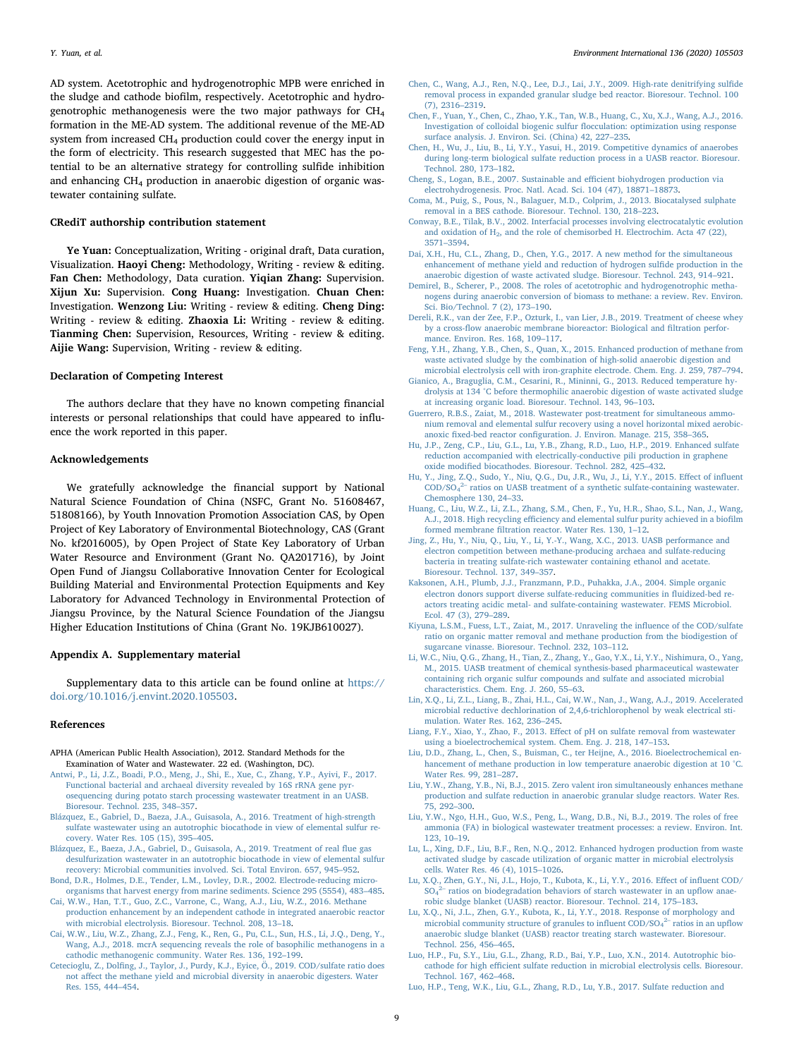AD system. Acetotrophic and hydrogenotrophic MPB were enriched in the sludge and cathode biofilm, respectively. Acetotrophic and hydrogenotrophic methanogenesis were the two major pathways for $CH_4$ formation in the ME-AD system. The additional revenue of the ME-AD system from increased $CH_4$ production could cover the energy input in the form of electricity. This research suggested that MEC has the potential to be an alternative strategy for controlling sulfide inhibition and enhancing $CH_4$ production in anaerobic digestion of organic wastewater containing sulfate.

## CRediT authorship contribution statement

**Ye Yuan:** Conceptualization, Writing - original draft, Data curation, Visualization. **Haoyi Cheng:** Methodology, Writing - review & editing. **Fan Chen:** Methodology, Data curation. **Yiqian Zhang:** Supervision. **Xijun Xu:** Supervision. **Cong Huang:** Investigation. **Chuan Chen:** Investigation. **Wenzong Liu:** Writing - review & editing. **Cheng Ding:** Writing - review & editing. **Zhaoxia Li:** Writing - review & editing. **Tianming Chen:** Supervision, Resources, Writing - review & editing. **Aijie Wang:** Supervision, Writing - review & editing.

## Declaration of Competing Interest

The authors declare that they have no known competing financial interests or personal relationships that could have appeared to influence the work reported in this paper.

## Acknowledgements

We gratefully acknowledge the financial support by National Natural Science Foundation of China (NSFC, Grant No. 51608467, 51808166), by Youth Innovation Promotion Association CAS, by Open Project of Key Laboratory of Environmental Biotechnology, CAS (Grant No. kf2016005), by Open Project of State Key Laboratory of Urban Water Resource and Environment (Grant No. QA201716), by Joint Open Fund of Jiangsu Collaborative Innovation Center for Ecological Building Material and Environmental Protection Equipments and Key Laboratory for Advanced Technology in Environmental Protection of Jiangsu Province, by the Natural Science Foundation of the Jiangsu Higher Education Institutions of China (Grant No. 19KJB610027).

## Appendix A. Supplementary material

Supplementary data to this article can be found online at https://doi.org/10.1016/j.envint.2020.105503.

## References

APHA (American Public Health Association), 2012. Standard Methods for the Examination of Water and Wastewater. 22 ed. (Washington, DC).

Antwi, P., Li, J.Z., Boadi, P.O., Meng, J., Shi, E., Xue, C., Zhang, Y.P., Ayivi, F., 2017. Functional bacterial and archaeal diversity revealed by 16S rRNA gene pyrosequencing during potato starch processing wastewater treatment in an UASB. Bioresour. Technol. 235, 348–357.

Blázquez, E., Gabriel, D., Baeza, J.A., Guisasola, A., 2016. Treatment of high-strength sulfate wastewater using an autotrophic biocathode in view of elemental sulfur recovery. Water Res. 105 (15), 395–405.

Blázquez, E., Baeza, J.A., Gabriel, D., Guisasola, A., 2019. Treatment of real flue gas desulfurization wastewater in an autotrophic biocathode in view of elemental sulfur recovery: Microbial communities involved. Sci. Total Environ. 657, 945–952.

Bond, D.R., Holmes, D.E., Tender, L.M., Lovley, D.R., 2002. Electrode-reducing microorganisms that harvest energy from marine sediments. Science 295 (5554), 483–485.

Cai, W.W., Han, T.T., Guo, Z.C., Varrone, C., Wang, A.J., Liu, W.Z., 2016. Methane production enhancement by an independent cathode in integrated anaerobic reactor with microbial electrolysis. Bioresour. Technol. 208, 13–18.

Cai, W.W., Liu, W.Z., Zhang, Z.J., Feng, K., Ren, G., Pu, C.L., Sun, H.S., Li, J.Q., Deng, Y., Wang, A.J., 2018. mcrA sequencing reveals the role of basophilic methanogens in a cathodic methanogenic community. Water Res. 136, 192–199.

Cetecioglu, Z., Dolfing, J., Taylor, J., Purdy, K.J., Eyice, Ö., 2019. COD/sulfate ratio does not affect the methane yield and microbial diversity in anaerobic digesters. Water Res. 155, 444–454.

Chen, C., Wang, A.J., Ren, N.Q., Lee, D.J., Lai, J.Y., 2009. High-rate denitrifying sulfide removal process in expanded granular sludge bed reactor. Bioresour. Technol. 100 (7), 2316–2319.

Chen, F., Yuan, Y., Chen, C., Zhao, Y.K., Tan, W.B., Huang, C., Xu, X.J., Wang, A.J., 2016. Investigation of colloidal biogenic sulfur flocculation: optimization using response surface analysis. J. Environ. Sci. (China) 42, 227–235.

Chen, H., Wu, J., Liu, B., Li, Y.Y., Yasui, H., 2019. Competitive dynamics of anaerobes during long-term biological sulfate reduction process in a UASB reactor. Bioresour. Technol. 280, 173–182.

Cheng, S., Logan, B.E., 2007. Sustainable and efficient biohydrogen production via electrohydrogenesis. Proc. Natl. Acad. Sci. 104 (47), 18871–18873.

Coma, M., Puig, S., Pous, N., Balaguer, M.D., Colprim, J., 2013. Biocatalysed sulphate removal in a BES cathode. Bioresour. Technol. 130, 218–223.

Conway, B.E., Tilak, B.V., 2002. Interfacial processes involving electrocatalytic evolution and oxidation of $H_2$, and the role of chemisorbed H. Electrochim. Acta 47 (22), 3571–3594.

Dai, X.H., Hu, C.L., Zhang, D., Chen, Y.G., 2017. A new method for the simultaneous enhancement of methane yield and reduction of hydrogen sulfide production in the anaerobic digestion of waste activated sludge. Bioresour. Technol. 243, 914–921.

Demirel, B., Scherer, P., 2008. The roles of acetotrophic and hydrogenotrophic methanogens during anaerobic conversion of biomass to methane: a review. Rev. Environ. Sci. Bio/Technol. 7 (2), 173–190.

Dereli, R.K., van der Zee, F.P., Ozturk, I., van Lier, J.B., 2019. Treatment of cheese whey by a cross-flow anaerobic membrane bioreactor: Biological and filtration performance. Environ. Res. 168, 109–117.

Feng, Y.H., Zhang, Y.B., Chen, S., Quan, X., 2015. Enhanced production of methane from waste activated sludge by the combination of high-solid anaerobic digestion and microbial electrolysis cell with iron-graphite electrode. Chem. Eng. J. 259, 787–794.

Gianico, A., Braguglia, C.M., Cesarini, R., Mininni, G., 2013. Reduced temperature hydrolysis at 134 °C before thermophilic anaerobic digestion of waste activated sludge at increasing organic load. Bioresour. Technol. 143, 96–103.

Guerrero, R.B.S., Zaiat, M., 2018. Wastewater post-treatment for simultaneous ammonium removal and elemental sulfur recovery using a novel horizontal mixed aerobic-anoxic fixed-bed reactor configuration. J. Environ. Manage. 215, 358–365.

Hu, J.P., Zeng, C.P., Liu, G.L., Lu, Y.B., Zhang, R.D., Luo, H.P., 2019. Enhanced sulfate reduction accompanied with electrically-conductive pili production in graphene oxide modified biocathodes. Bioresour. Technol. 282, 425–432.

Hu, Y., Jing, Z.Q., Sudo, Y., Niu, Q.G., Du, J.R., Wu, J., Li, Y.-Y., 2015. Effect of influent COD/$SO_4^{2-}$ ratios on UASB treatment of a synthetic sulfate-containing wastewater. Chemosphere 130, 24–33.

Huang, C., Liu, W.Z., Li, Z.L., Zhang, S.M., Chen, F., Yu, H.R., Shao, S.L., Nan, J., Wang, A.J., 2018. High recycling efficiency and elemental sulfur purity achieved in a biofilm formed membrane filtration reactor. Water Res. 130, 1–12.

Jing, Z., Hu, Y., Niu, Q., Liu, Y., Li, Y.-Y., Wang, X.C., 2013. UASB performance and electron competition between methane-producing archaea and sulfate-reducing bacteria in treating sulfate-rich wastewater containing ethanol and acetate. Bioresour. Technol. 137, 349–357.

Kaksonen, A.H., Plumb, J.J., Franzmann, P.D., Puhakka, J.A., 2004. Simple organic electron donors support diverse sulfate-reducing communities in fluidized-bed reactors treating acidic metal- and sulfate-containing wastewater. FEMS Microbiol. Ecol. 47 (3), 279–289.

Kiyuna, L.S.M., Fuess, L.T., Zaiat, M., 2017. Unraveling the influence of the COD/sulfate ratio on organic matter removal and methane production from the biodigestion of sugarcane vinasse. Bioresour. Technol. 232, 103–112.

Li, W.C., Niu, Q.G., Zhang, H., Tian, Z., Zhang, Y., Gao, Y.X., Li, Y.Y., Nishimura, O., Yang, M., 2015. UASB treatment of chemical synthesis-based pharmaceutical wastewater containing rich organic sulfur compounds and sulfate and associated microbial characteristics. Chem. Eng. J. 260, 55–63.

Lin, X.Q., Li, Z.L., Liang, B., Zhai, H.L., Cai, W.W., Nan, J., Wang, A.J., 2019. Accelerated microbial reductive dechlorination of 2,4,6-trichlorophenol by weak electrical stimulation. Water Res. 162, 236–245.

Liang, F.Y., Xiao, Y., Zhao, F., 2013. Effect of pH on sulfate removal from wastewater using a bioelectrochemical system. Chem. Eng. J. 218, 147–153.

Liu, D.D., Zhang, L., Chen, S., Buisman, C., ter Heijne, A., 2016. Bioelectrochemical enhancement of methane production in low temperature anaerobic digestion at 10 °C. Water Res. 99, 281–287.

Liu, Y.W., Zhang, Y.B., Ni, B.J., 2015. Zero valent iron simultaneously enhances methane production and sulfate reduction in anaerobic granular sludge reactors. Water Res. 75, 292–300.

Liu, Y.W., Ngo, H.H., Guo, W.S., Peng, L., Wang, D.B., Ni, B.J., 2019. The roles of free ammonia (FA) in biological wastewater treatment processes: a review. Environ. Int. 123, 10–19.

Lu, L., Xing, D.F., Liu, B.F., Ren, N.Q., 2012. Enhanced hydrogen production from waste activated sludge by cascade utilization of organic matter in microbial electrolysis cells. Water Res. 46 (4), 1015–1026.

Lu, X.Q., Zhen, G.Y., Ni, J.L., Hojo, T., Kubota, K., Li, Y.Y., 2016. Effect of influent COD/$SO_4^{2-}$ ratios on biodegradation behaviors of starch wastewater in an upflow anaerobic sludge blanket (UASB) reactor. Bioresour. Technol. 214, 175–183.

Lu, X.Q., Ni, J.L., Zhen, G.Y., Kubota, K., Li, Y.Y., 2018. Response of morphology and microbial community structure of granules to influent COD/$SO_4^{2-}$ ratios in an upflow anaerobic sludge blanket (UASB) reactor treating starch wastewater. Bioresour. Technol. 256, 456–465.

Luo, H.P., Fu, S.Y., Liu, G.L., Zhang, R.D., Bai, Y.P., Luo, X.N., 2014. Autotrophic biocathode for high efficient sulfate reduction in microbial electrolysis cells. Bioresour. Technol. 167, 462–468.

Luo, H.P., Teng, W.K., Liu, G.L., Zhang, R.D., Lu, Y.B., 2017. Sulfate reduction and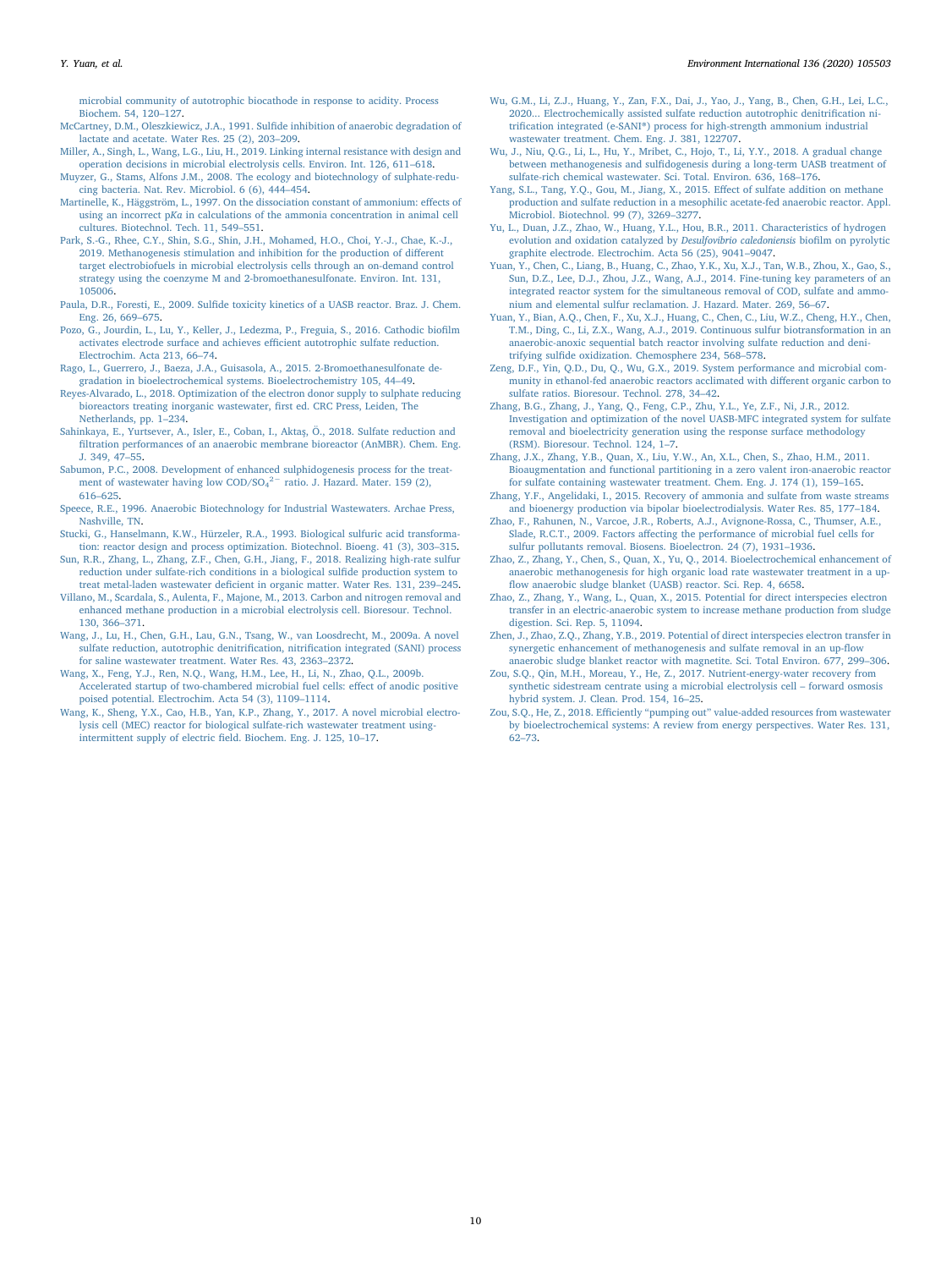microbial community of autotrophic biocathode in response to acidity. Process Biochem. 54, 120–127.

McCartney, D.M., Oleszkiewicz, J.A., 1991. Sulfide inhibition of anaerobic degradation of lactate and acetate. Water Res. 25 (2), 203–209.

Miller, A., Singh, L., Wang, L.G., Liu, H., 2019. Linking internal resistance with design and operation decisions in microbial electrolysis cells. Environ. Int. 126, 611–618.

Muyzer, G., Stams, Alfons J.M., 2008. The ecology and biotechnology of sulphate-reducing bacteria. Nat. Rev. Microbiol. 6 (6), 444–454.

Martinelle, K., Häggström, L., 1997. On the dissociation constant of ammonium: effects of using an incorrect p*Ka* in calculations of the ammonia concentration in animal cell cultures. Biotechnol. Tech. 11, 549–551.

Park, S.-G., Rhee, C.Y., Shin, S.G., Shin, J.H., Mohamed, H.O., Choi, Y.-J., Chae, K.-J., 2019. Methanogenesis stimulation and inhibition for the production of different target electrobiofuels in microbial electrolysis cells through an on-demand control strategy using the coenzyme M and 2-bromoethanesulfonate. Environ. Int. 131, 105006.

Paula, D.R., Foresti, E., 2009. Sulfide toxicity kinetics of a UASB reactor. Braz. J. Chem. Eng. 26, 669–675.

Pozo, G., Jourdin, L., Lu, Y., Keller, J., Ledezma, P., Freguia, S., 2016. Cathodic biofilm activates electrode surface and achieves efficient autotrophic sulfate reduction. Electrochim. Acta 213, 66–74.

Rago, L., Guerrero, J., Baeza, J.A., Guisasola, A., 2015. 2-Bromoethanesulfonate degradation in bioelectrochemical systems. Bioelectrochemistry 105, 44–49.

Reyes-Alvarado, L., 2018. Optimization of the electron donor supply to sulphate reducing bioreactors treating inorganic wastewater, first ed. CRC Press, Leiden, The Netherlands, pp. 1–234.

Sahinkaya, E., Yurtsever, A., Isler, E., Coban, I., Aktaş, Ö., 2018. Sulfate reduction and filtration performances of an anaerobic membrane bioreactor (AnMBR). Chem. Eng. J. 349, 47–55.

Sabumon, P.C., 2008. Development of enhanced sulphidogenesis process for the treatment of wastewater having low COD/$SO_4^{2-}$ ratio. J. Hazard. Mater. 159 (2), 616–625.

Speece, R.E., 1996. Anaerobic Biotechnology for Industrial Wastewaters. Archae Press, Nashville, TN.

Stucki, G., Hanselmann, K.W., Hürzeler, R.A., 1993. Biological sulfuric acid transformation: reactor design and process optimization. Biotechnol. Bioeng. 41 (3), 303–315.

Sun, R.R., Zhang, L., Zhang, Z.F., Chen, G.H., Jiang, F., 2018. Realizing high-rate sulfur reduction under sulfate-rich conditions in a biological sulfide production system to treat metal-laden wastewater deficient in organic matter. Water Res. 131, 239–245.

Villano, M., Scardala, S., Aulenta, F., Majone, M., 2013. Carbon and nitrogen removal and enhanced methane production in a microbial electrolysis cell. Bioresour. Technol. 130, 366–371.

Wang, J., Lu, H., Chen, G.H., Lau, G.N., Tsang, W., van Loosdrecht, M., 2009a. A novel sulfate reduction, autotrophic denitrification, nitrification integrated (SANI) process for saline wastewater treatment. Water Res. 43, 2363–2372.

Wang, X., Feng, Y.J., Ren, N.Q., Wang, H.M., Lee, H., Li, N., Zhao, Q.L., 2009b. Accelerated startup of two-chambered microbial fuel cells: effect of anodic positive poised potential. Electrochim. Acta 54 (3), 1109–1114.

Wang, K., Sheng, Y.X., Cao, H.B., Yan, K.P., Zhang, Y., 2017. A novel microbial electrolysis cell (MEC) reactor for biological sulfate-rich wastewater treatment using intermittent supply of electric field. Biochem. Eng. J. 125, 10–17.

Wu, G.M., Li, Z.J., Huang, Y., Zan, F.X., Dai, J., Yao, J., Yang, B., Chen, G.H., Lei, L.C., 2020.. Electrochemically assisted sulfate reduction autotrophic denitrification nitrification integrated (e-SANI®) process for high-strength ammonium industrial wastewater treatment. Chem. Eng. J. 381, 122707.

Wu, J., Niu, Q.G., Li, L., Hu, Y., Mribet, C., Hojo, T., Li, Y.Y., 2018. A gradual change between methanogenesis and sulfidogenesis during a long-term UASB treatment of sulfate-rich chemical wastewater. Sci. Total. Environ. 636, 168–176.

Yang, S.L., Tang, Y.Q., Gou, M., Jiang, X., 2015. Effect of sulfate addition on methane production and sulfate reduction in a mesophilic acetate-fed anaerobic reactor. Appl. Microbiol. Biotechnol. 99 (7), 3269–3277.

Yu, L., Duan, J.Z., Zhao, W., Huang, Y.L., Hou, B.R., 2011. Characteristics of hydrogen evolution and oxidation catalyzed by *Desulfovibrio caledoniensis* biofilm on pyrolytic graphite electrode. Electrochim. Acta 56 (25), 9041–9047.

Yuan, Y., Chen, C., Liang, B., Huang, C., Zhao, Y.K., Xu, X.J., Tan, W.B., Zhou, X., Gao, S., Sun, D.Z., Lee, D.J., Zhou, J.Z., Wang, A.J., 2014. Fine-tuning key parameters of an integrated reactor system for the simultaneous removal of COD, sulfate and ammonium and elemental sulfur reclamation. J. Hazard. Mater. 269, 56–67.

Yuan, Y., Bian, A.Q., Chen, F., Xu, X.J., Huang, C., Chen, C., Liu, W.Z., Cheng, H.Y., Chen, T.M., Ding, C., Li, Z.X., Wang, A.J., 2019. Continuous sulfur biotransformation in an anaerobic-anoxic sequential batch reactor involving sulfate reduction and denitrifying sulfide oxidization. Chemosphere 234, 568–578.

Zeng, D.F., Yin, Q.D., Du, Q., Wu, G.X., 2019. System performance and microbial community in ethanol-fed anaerobic reactors acclimated with different organic carbon to sulfate ratios. Bioresour. Technol. 278, 34–42.

Zhang, B.G., Zhang, J., Yang, Q., Feng, C.P., Zhu, Y.L., Ye, Z.F., Ni, J.R., 2012. Investigation and optimization of the novel UASB-MFC integrated system for sulfate removal and bioelectricity generation using the response surface methodology (RSM). Bioresour. Technol. 124, 1–7.

Zhang, J.X., Zhang, Y.B., Quan, X., Liu, Y.W., An, X.L., Chen, S., Zhao, H.M., 2011. Bioaugmentation and functional partitioning in a zero valent iron-anaerobic reactor for sulfate containing wastewater treatment. Chem. Eng. J. 174 (1), 159–165.

Zhang, Y.F., Angelidaki, I., 2015. Recovery of ammonia and sulfate from waste streams and bioenergy production via bipolar bioelectrodialysis. Water Res. 85, 177–184.

Zhao, F., Rahunen, N., Varcoe, J.R., Roberts, A.J., Avignone-Rossa, C., Thumser, A.E., Slade, R.C.T., 2009. Factors affecting the performance of microbial fuel cells for sulfur pollutants removal. Biosens. Bioelectron. 24 (7), 1931–1936.

Zhao, Z., Zhang, Y., Chen, S., Quan, X., Yu, Q., 2014. Bioelectrochemical enhancement of anaerobic methanogenesis for high organic load rate wastewater treatment in a up-flow anaerobic sludge blanket (UASB) reactor. Sci. Rep. 4, 6658.

Zhao, Z., Zhang, Y., Wang, L., Quan, X., 2015. Potential for direct interspecies electron transfer in an electric-anaerobic system to increase methane production from sludge digestion. Sci. Rep. 5, 11094.

Zhen, J., Zhao, Z.Q., Zhang, Y.B., 2019. Potential of direct interspecies electron transfer in synergetic enhancement of methanogenesis and sulfate removal in an up-flow anaerobic sludge blanket reactor with magnetite. Sci. Total Environ. 677, 299–306.

Zou, S.Q., Qin, M.H., Moreau, Y., He, Z., 2017. Nutrient-energy-water recovery from synthetic sidestream centrate using a microbial electrolysis cell – forward osmosis hybrid system. J. Clean. Prod. 154, 16–25.

Zou, S.Q., He, Z., 2018. Efficiently “pumping out” value-added resources from wastewater by bioelectrochemical systems: A review from energy perspectives. Water Res. 131, 62–73.